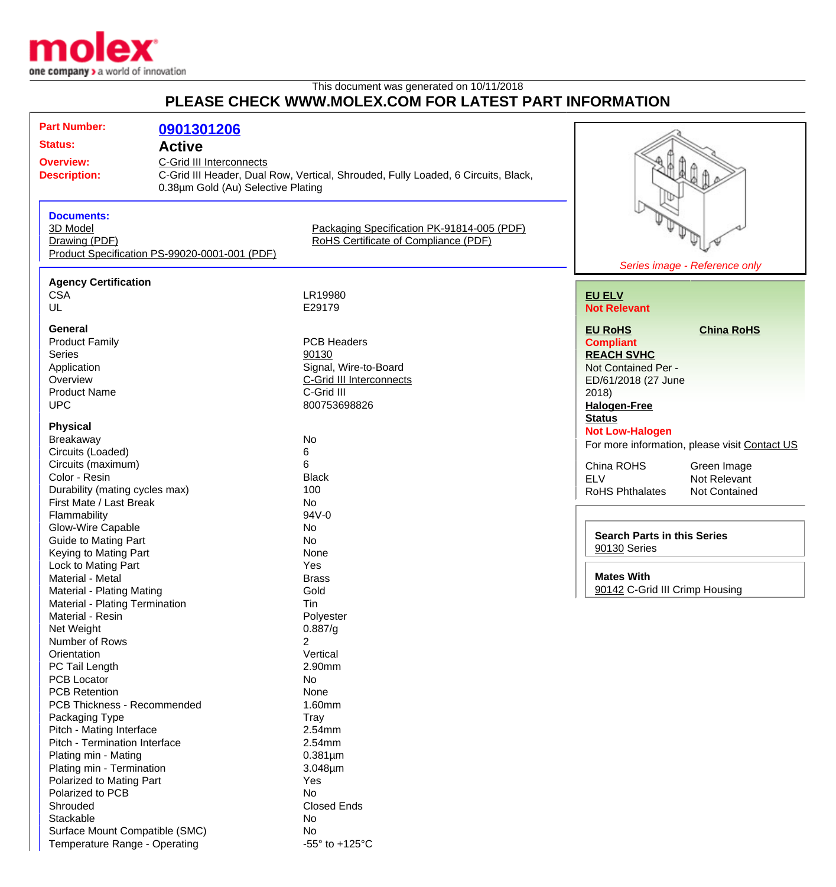This document was generated on 10/11/2018

# PLEASE CHECK WWW.MOLEX.COM FOR LATEST PART INFORMATION

**Part Number:** 0901301206

**Status:** Active

**Overview:** C-Grid III Interconnects

**Description:** C-Grid III Header, Dual Row, Vertical, Shrouded, Fully Loaded, 6 Circuits, Black, 0.38µm Gold (Au) Selective Plating

**Documents:**

- 3D Model
- Drawing (PDF)
- Product Specification PS-99020-0001-001 (PDF)
- Packaging Specification PK-91814-005 (PDF)
- RoHS Certificate of Compliance (PDF)

*Series image - Reference only*

### Agency Certification

| | |
|---|---|
| CSA | LR19980 |
| UL | E29179 |

### General

| | |
|---|---|
| Product Family | PCB Headers |
| Series | 90130 |
| Application | Signal, Wire-to-Board |
| Overview | C-Grid III Interconnects |
| Product Name | C-Grid III |
| UPC | 800753698826 |

### Physical

| | |
|---|---|
| Breakaway | No |
| Circuits (Loaded) | 6 |
| Circuits (maximum) | 6 |
| Color - Resin | Black |
| Durability (mating cycles max) | 100 |
| First Mate / Last Break | No |
| Flammability | 94V-0 |
| Glow-Wire Capable | No |
| Guide to Mating Part | No |
| Keying to Mating Part | None |
| Lock to Mating Part | Yes |
| Material - Metal | Brass |
| Material - Plating Mating | Gold |
| Material - Plating Termination | Tin |
| Material - Resin | Polyester |
| Net Weight | 0.887/g |
| Number of Rows | 2 |
| Orientation | Vertical |
| PC Tail Length | 2.90mm |
| PCB Locator | No |
| PCB Retention | None |
| PCB Thickness - Recommended | 1.60mm |
| Packaging Type | Tray |
| Pitch - Mating Interface | 2.54mm |
| Pitch - Termination Interface | 2.54mm |
| Plating min - Mating | 0.381µm |
| Plating min - Termination | 3.048µm |
| Polarized to Mating Part | Yes |
| Polarized to PCB | No |
| Shrouded | Closed Ends |
| Stackable | No |
| Surface Mount Compatible (SMC) | No |
| Temperature Range - Operating | -55° to +125°C |

**EU ELV**
Not Relevant

**EU RoHS**
Compliant

**China RoHS**

**REACH SVHC**
Not Contained Per - ED/61/2018 (27 June 2018)

**Halogen-Free Status**
Not Low-Halogen

For more information, please visit Contact US

| | |
|---|---|
| China ROHS | Green Image |
| ELV | Not Relevant |
| RoHS Phthalates | Not Contained |

**Search Parts in this Series**
90130 Series

**Mates With**
90142 C-Grid III Crimp Housing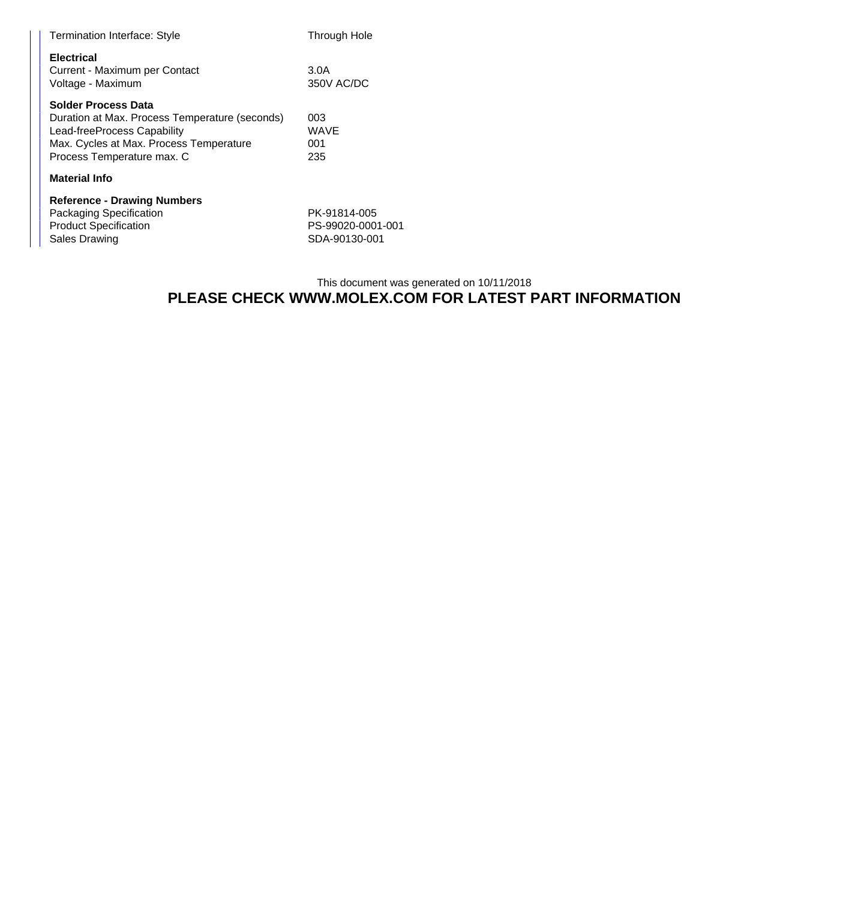| | |
|---|---|
| Termination Interface: Style | Through Hole |
| **Electrical** | |
| Current - Maximum per Contact | 3.0A |
| Voltage - Maximum | 350V AC/DC |
| **Solder Process Data** | |
| Duration at Max. Process Temperature (seconds) | 003 |
| Lead-freeProcess Capability | WAVE |
| Max. Cycles at Max. Process Temperature | 001 |
| Process Temperature max. C | 235 |
| **Material Info** | |
| **Reference - Drawing Numbers** | |
| Packaging Specification | PK-91814-005 |
| Product Specification | PS-99020-0001-001 |
| Sales Drawing | SDA-90130-001 |

This document was generated on 10/11/2018

**PLEASE CHECK WWW.MOLEX.COM FOR LATEST PART INFORMATION**